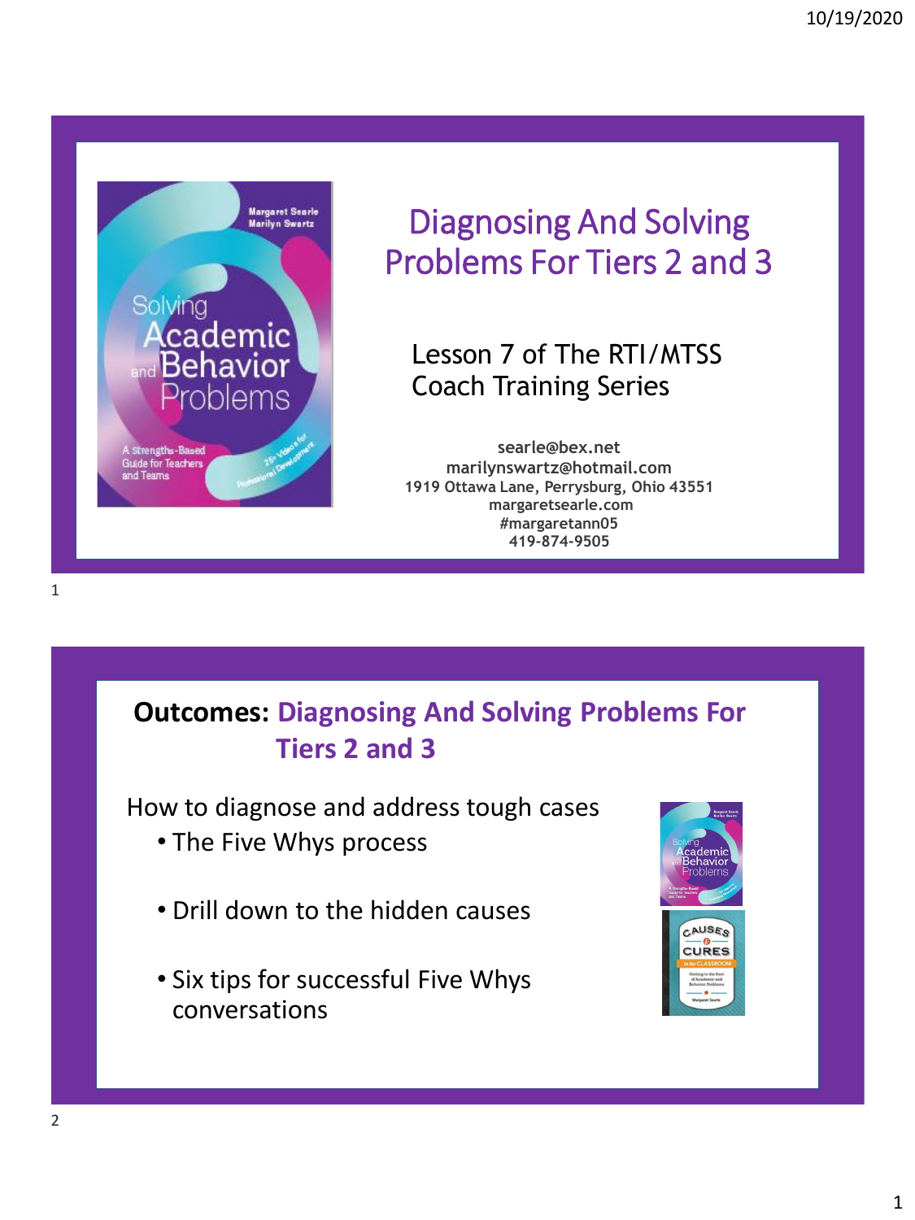# Diagnosing And Solving Problems For Tiers 2 and 3

Lesson 7 of The RTI/MTSS Coach Training Series

searle@bex.net
marilynswartz@hotmail.com
1919 Ottawa Lane, Perrysburg, Ohio 43551
margaretsearle.com
#margaretann05
419-874-9505

## **Outcomes:** Diagnosing And Solving Problems For Tiers 2 and 3

How to diagnose and address tough cases

- The Five Whys process
- Drill down to the hidden causes
- Six tips for successful Five Whys conversations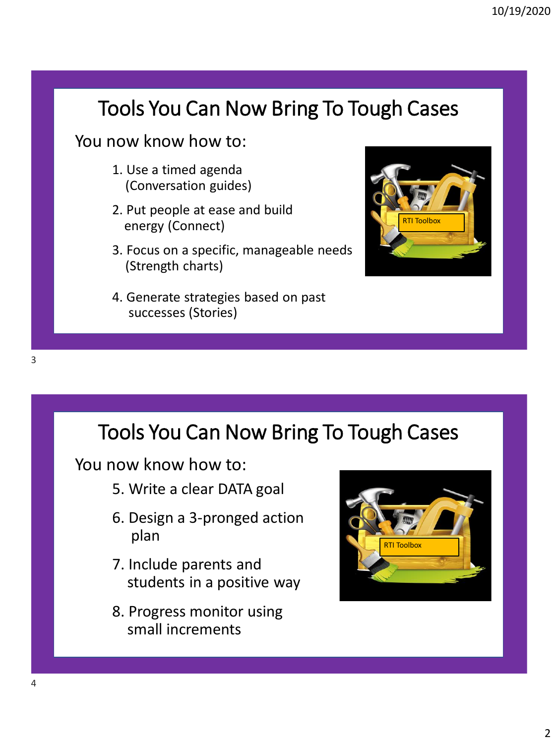# Tools You Can Now Bring To Tough Cases

You now know how to:

1. Use a timed agenda (Conversation guides)
2. Put people at ease and build energy (Connect)
3. Focus on a specific, manageable needs (Strength charts)
4. Generate strategies based on past successes (Stories)

RTI Toolbox

# Tools You Can Now Bring To Tough Cases

You now know how to:

5. Write a clear DATA goal
6. Design a 3-pronged action plan
7. Include parents and students in a positive way
8. Progress monitor using small increments

RTI Toolbox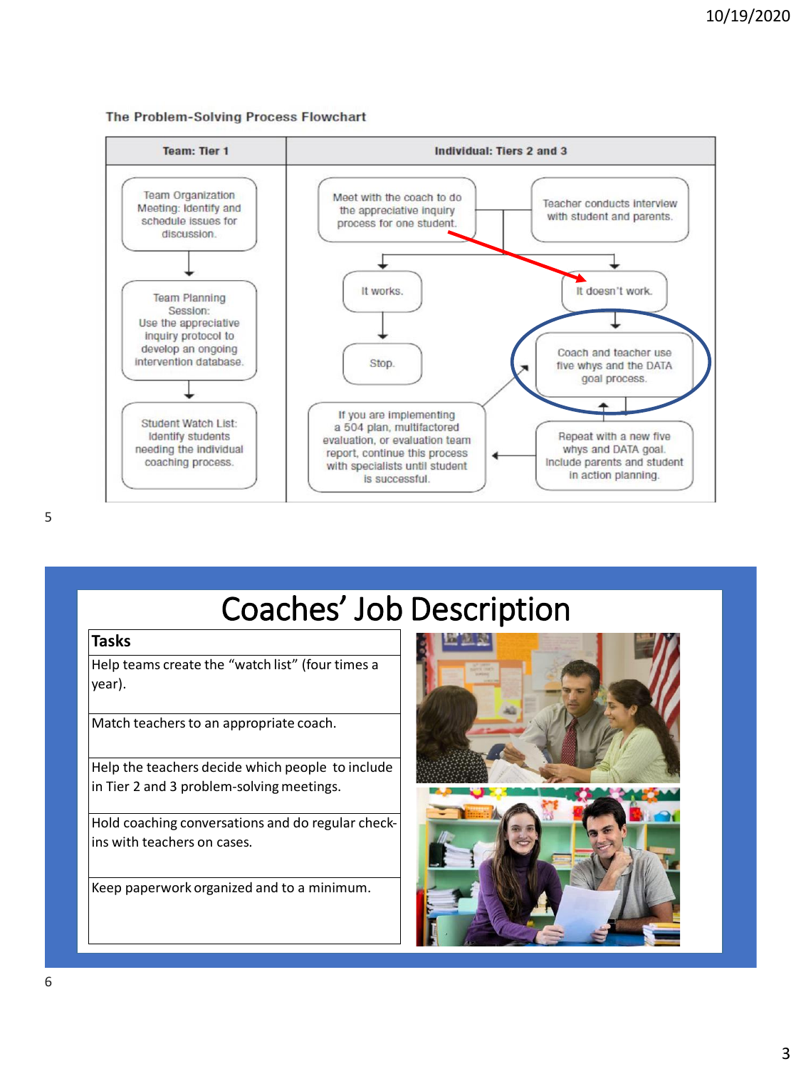## The Problem-Solving Process Flowchart

**Team: Tier 1**

Team Organization Meeting: Identify and schedule issues for discussion.

Team Planning Session: Use the appreciative inquiry protocol to develop an ongoing intervention database.

Student Watch List: Identify students needing the individual coaching process.

**Individual: Tiers 2 and 3**

Meet with the coach to do the appreciative inquiry process for one student.

Teacher conducts interview with student and parents.

It works.

Stop.

It doesn't work.

Coach and teacher use five whys and the DATA goal process.

Repeat with a new five whys and DATA goal. Include parents and student in action planning.

If you are implementing a 504 plan, multifactored evaluation, or evaluation team report, continue this process with specialists until student is successful.

# Coaches' Job Description

| Tasks |
| --- |
| Help teams create the "watch list" (four times a year). |
| Match teachers to an appropriate coach. |
| Help the teachers decide which people to include in Tier 2 and 3 problem-solving meetings. |
| Hold coaching conversations and do regular check-ins with teachers on cases. |
| Keep paperwork organized and to a minimum. |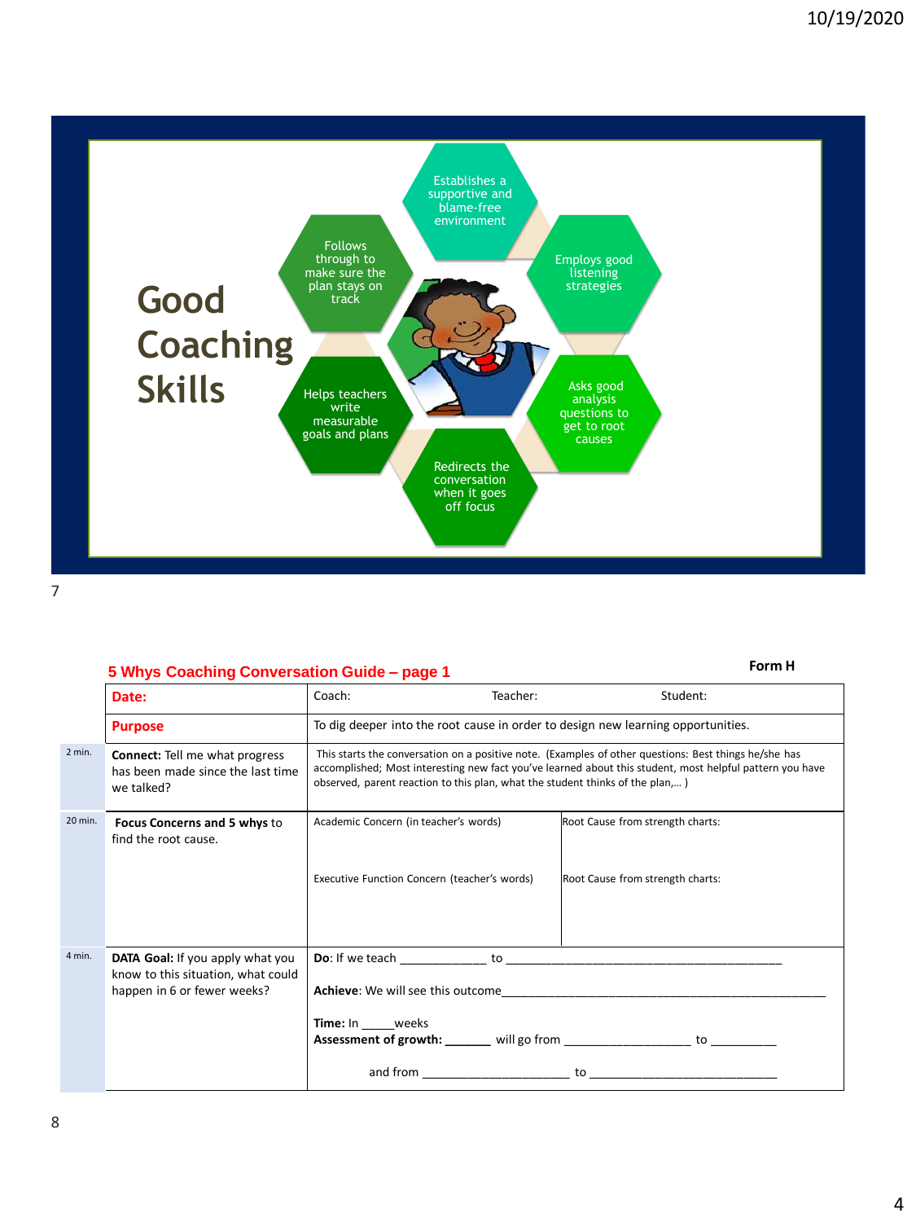# Good Coaching Skills

- Establishes a supportive and blame-free environment
- Employs good listening strategies
- Asks good analysis questions to get to root causes
- Redirects the conversation when it goes off focus
- Helps teachers write measurable goals and plans
- Follows through to make sure the plan stays on track

## 5 Whys Coaching Conversation Guide – page 1

**Form H**

| | | | |
|---|---|---|---|
| | **Date:** | Coach: Teacher: Student: | |
| | **Purpose** | To dig deeper into the root cause in order to design new learning opportunities. | |
| 2 min. | **Connect:** Tell me what progress has been made since the last time we talked? | This starts the conversation on a positive note. (Examples of other questions: Best things he/she has accomplished; Most interesting new fact you've learned about this student, most helpful pattern you have observed, parent reaction to this plan, what the student thinks of the plan,… ) | |
| 20 min. | **Focus Concerns and 5 whys** to find the root cause. | Academic Concern (in teacher's words)<br><br>Executive Function Concern (teacher's words) | Root Cause from strength charts:<br><br>Root Cause from strength charts: |
| 4 min. | **DATA Goal:** If you apply what you know to this situation, what could happen in 6 or fewer weeks? | **Do**: If we teach ____________ to ________________________________________<br>**Achieve**: We will see this outcome_______________________________________________<br>**Time:** In _____weeks<br>**Assessment of growth:** _______ will go from __________________ to __________<br>and from _____________________ to ___________________________ | |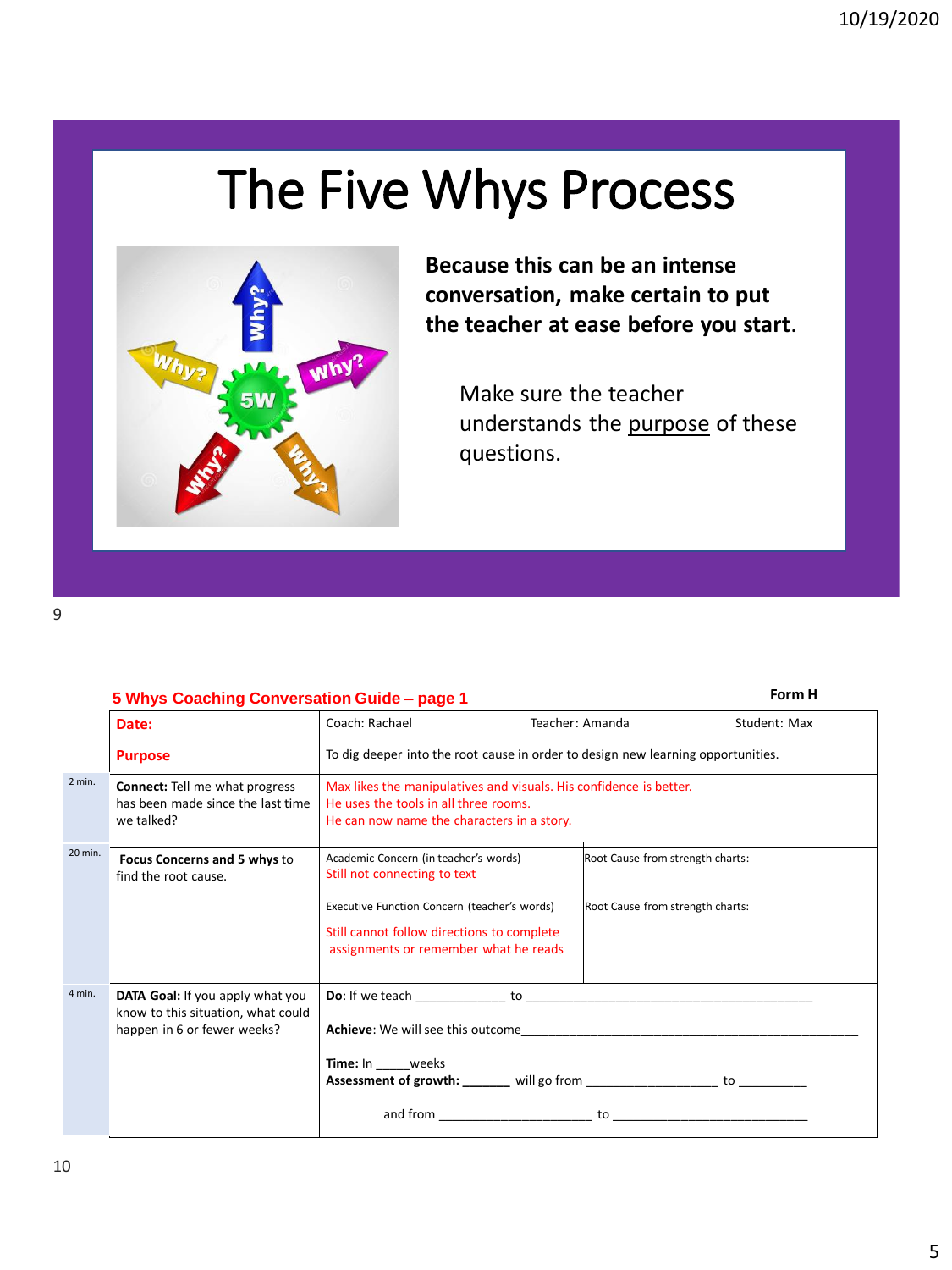# The Five Whys Process

**Because this can be an intense conversation, make certain to put the teacher at ease before you start.**

Make sure the teacher understands the purpose of these questions.

**5 Whys Coaching Conversation Guide – page 1**

**Form H**

| | | | |
|---|---|---|---|
| | **Date:** | Coach: Rachael      Teacher: Amanda      Student: Max | |
| | **Purpose** | To dig deeper into the root cause in order to design new learning opportunities. | |
| 2 min. | **Connect:** Tell me what progress has been made since the last time we talked? | Max likes the manipulatives and visuals. His confidence is better.<br>He uses the tools in all three rooms.<br>He can now name the characters in a story. | |
| 20 min. | **Focus Concerns and 5 whys** to find the root cause. | Academic Concern (in teacher's words)<br>Still not connecting to text<br><br>Executive Function Concern (teacher's words)<br>Still cannot follow directions to complete assignments or remember what he reads | Root Cause from strength charts:<br><br>Root Cause from strength charts: |
| 4 min. | **DATA Goal:** If you apply what you know to this situation, what could happen in 6 or fewer weeks? | **Do**: If we teach ___________ to ______________________________________<br><br>**Achieve**: We will see this outcome_____________________________________________<br><br>**Time:** In _____weeks<br>**Assessment of growth:** _______ will go from __________________ to __________<br><br>and from _____________________ to ___________________________ | |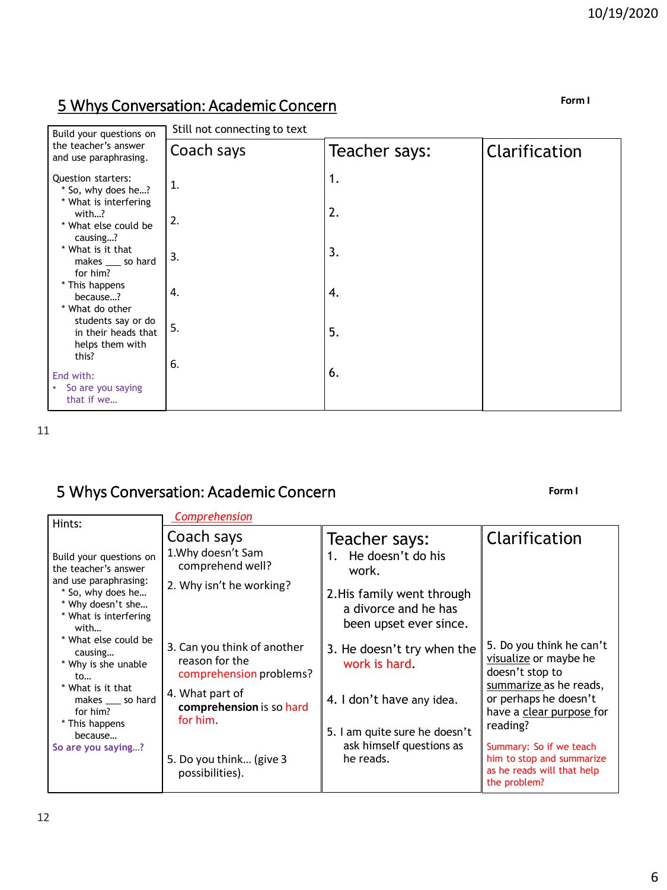## 5 Whys Conversation: Academic Concern

**Form I**

| Build your questions on the teacher's answer and use paraphrasing. | Still not connecting to text | | |
|---|---|---|---|
| Question starters: * So, why does he…? * What is interfering with…? * What else could be causing…? * What is it that makes ___ so hard for him? * This happens because…? * What do other students say or do in their heads that helps them with this? End with: • So are you saying that if we… | **Coach says** | **Teacher says:** | **Clarification** |
| | 1. | 1. | |
| | 2. | 2. | |
| | 3. | 3. | |
| | 4. | 4. | |
| | 5. | 5. | |
| | 6. | 6. | |

11

## 5 Whys Conversation: Academic Concern

**Form I**

| Hints: | *Comprehension* | | |
|---|---|---|---|
| Build your questions on the teacher's answer and use paraphrasing: * So, why does he… * Why doesn't she… * What is interfering with… * What else could be causing… * Why is she unable to… * What is it that makes ___ so hard for him? * This happens because… So are you saying…? | **Coach says** | **Teacher says:** | **Clarification** |
| | 1. Why doesn't Sam comprehend well? | 1. He doesn't do his work. | |
| | 2. Why isn't he working? | 2. His family went through a divorce and he has been upset ever since. | |
| | 3. Can you think of another reason for the comprehension problems? | 3. He doesn't try when the work is hard. | 5. Do you think he can't visualize or maybe he doesn't stop to summarize as he reads, or perhaps he doesn't have a clear purpose for reading? |
| | 4. What part of **comprehension** is so hard for him. | 4. I don't have any idea. | |
| | 5. Do you think… (give 3 possibilities). | 5. I am quite sure he doesn't ask himself questions as he reads. | Summary: So if we teach him to stop and summarize as he reads will that help the problem? |

12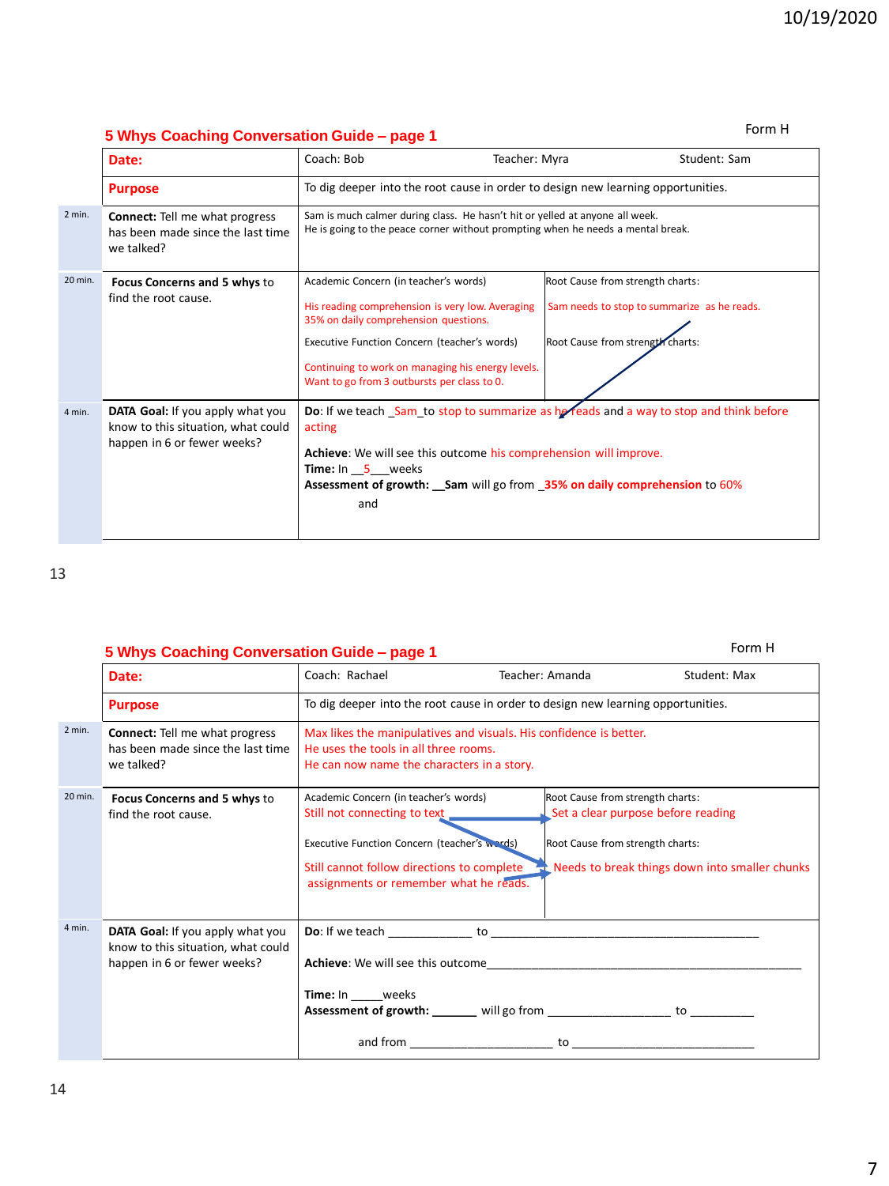## 5 Whys Coaching Conversation Guide – page 1

Form H

| | | | |
|---|---|---|---|
| | **Date:** | Coach: Bob Teacher: Myra Student: Sam | |
| | **Purpose** | To dig deeper into the root cause in order to design new learning opportunities. | |
| 2 min. | **Connect:** Tell me what progress has been made since the last time we talked? | Sam is much calmer during class. He hasn't hit or yelled at anyone all week.<br>He is going to the peace corner without prompting when he needs a mental break. | |
| 20 min. | **Focus Concerns and 5 whys** to find the root cause. | Academic Concern (in teacher's words)<br>His reading comprehension is very low. Averaging 35% on daily comprehension questions.<br>Executive Function Concern (teacher's words)<br>Continuing to work on managing his energy levels. Want to go from 3 outbursts per class to 0. | Root Cause from strength charts:<br>Sam needs to stop to summarize as he reads.<br>Root Cause from strength charts: |
| 4 min. | **DATA Goal:** If you apply what you know to this situation, what could happen in 6 or fewer weeks? | **Do**: If we teach _Sam_to stop to summarize as he reads and a way to stop and think before acting<br>**Achieve**: We will see this outcome his comprehension will improve.<br>**Time:** In __5___weeks<br>**Assessment of growth:** __**Sam** will go from _**35% on daily comprehension** to 60%<br>and | |

13

## 5 Whys Coaching Conversation Guide – page 1

Form H

| | | | |
|---|---|---|---|
| | **Date:** | Coach: Rachael Teacher: Amanda Student: Max | |
| | **Purpose** | To dig deeper into the root cause in order to design new learning opportunities. | |
| 2 min. | **Connect:** Tell me what progress has been made since the last time we talked? | Max likes the manipulatives and visuals. His confidence is better.<br>He uses the tools in all three rooms.<br>He can now name the characters in a story. | |
| 20 min. | **Focus Concerns and 5 whys** to find the root cause. | Academic Concern (in teacher's words)<br>Still not connecting to text<br>Executive Function Concern (teacher's words)<br>Still cannot follow directions to complete assignments or remember what he reads. | Root Cause from strength charts:<br>Set a clear purpose before reading<br>Root Cause from strength charts:<br>Needs to break things down into smaller chunks |
| 4 min. | **DATA Goal:** If you apply what you know to this situation, what could happen in 6 or fewer weeks? | **Do**: If we teach ____________ to ________________________________________<br>**Achieve**: We will see this outcome_______________________________________________<br>**Time:** In _____weeks<br>**Assessment of growth:** _______ will go from __________________ to __________<br>and from _____________________ to ___________________________ | |

14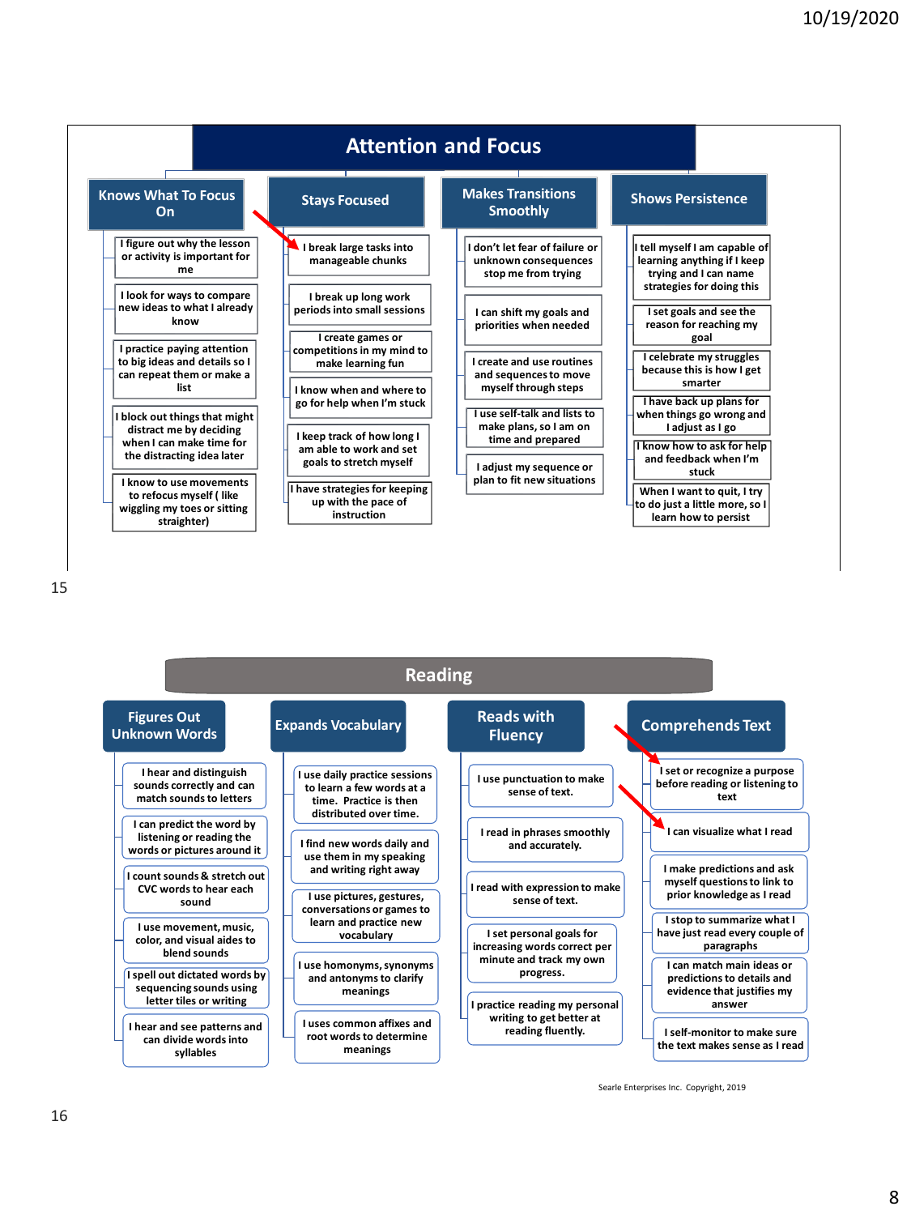# Attention and Focus

## Knows What To Focus On

- I figure out why the lesson or activity is important for me
- I look for ways to compare new ideas to what I already know
- I practice paying attention to big ideas and details so I can repeat them or make a list
- I block out things that might distract me by deciding when I can make time for the distracting idea later
- I know to use movements to refocus myself ( like wiggling my toes or sitting straighter)

## Stays Focused

- I break large tasks into manageable chunks
- I break up long work periods into small sessions
- I create games or competitions in my mind to make learning fun
- I know when and where to go for help when I'm stuck
- I keep track of how long I am able to work and set goals to stretch myself
- I have strategies for keeping up with the pace of instruction

## Makes Transitions Smoothly

- I don't let fear of failure or unknown consequences stop me from trying
- I can shift my goals and priorities when needed
- I create and use routines and sequences to move myself through steps
- I use self-talk and lists to make plans, so I am on time and prepared
- I adjust my sequence or plan to fit new situations

## Shows Persistence

- I tell myself I am capable of learning anything if I keep trying and I can name strategies for doing this
- I set goals and see the reason for reaching my goal
- I celebrate my struggles because this is how I get smarter
- I have back up plans for when things go wrong and I adjust as I go
- I know how to ask for help and feedback when I'm stuck
- When I want to quit, I try to do just a little more, so I learn how to persist

15

# Reading

## Figures Out Unknown Words

- I hear and distinguish sounds correctly and can match sounds to letters
- I can predict the word by listening or reading the words or pictures around it
- I count sounds & stretch out CVC words to hear each sound
- I use movement, music, color, and visual aides to blend sounds
- I spell out dictated words by sequencing sounds using letter tiles or writing
- I hear and see patterns and can divide words into syllables

## Expands Vocabulary

- I use daily practice sessions to learn a few words at a time. Practice is then distributed over time.
- I find new words daily and use them in my speaking and writing right away
- I use pictures, gestures, conversations or games to learn and practice new vocabulary
- I use homonyms, synonyms and antonyms to clarify meanings
- I uses common affixes and root words to determine meanings

## Reads with Fluency

- I use punctuation to make sense of text.
- I read in phrases smoothly and accurately.
- I read with expression to make sense of text.
- I set personal goals for increasing words correct per minute and track my own progress.
- I practice reading my personal writing to get better at reading fluently.

## Comprehends Text

- I set or recognize a purpose before reading or listening to text
- I can visualize what I read
- I make predictions and ask myself questions to link to prior knowledge as I read
- I stop to summarize what I have just read every couple of paragraphs
- I can match main ideas or predictions to details and evidence that justifies my answer
- I self-monitor to make sure the text makes sense as I read

Searle Enterprises Inc. Copyright, 2019

16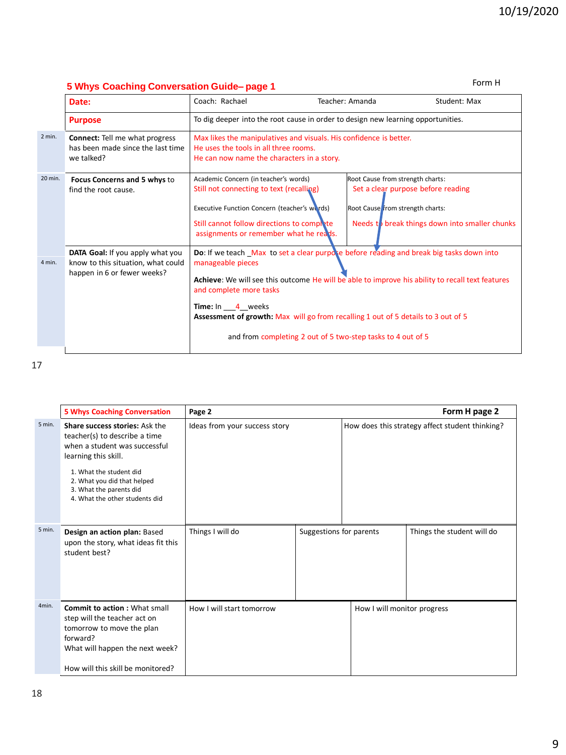10/19/2020

## 5 Whys Coaching Conversation Guide– page 1

Form H

| | | | |
|---|---|---|---|
| | **Date:** | Coach: Rachael &nbsp;&nbsp;&nbsp; Teacher: Amanda &nbsp;&nbsp;&nbsp; Student: Max | |
| | **Purpose** | To dig deeper into the root cause in order to design new learning opportunities. | |
| 2 min. | **Connect:** Tell me what progress has been made since the last time we talked? | Max likes the manipulatives and visuals. His confidence is better.<br>He uses the tools in all three rooms.<br>He can now name the characters in a story. | |
| 20 min. | **Focus Concerns and 5 whys** to find the root cause. | Academic Concern (in teacher's words)<br>Still not connecting to text (recalling)<br><br>Executive Function Concern (teacher's words)<br>Still cannot follow directions to complete assignments or remember what he reads. | Root Cause from strength charts:<br>Set a clear purpose before reading<br><br>Root Cause from strength charts:<br>Needs to break things down into smaller chunks |
| 4 min. | **DATA Goal:** If you apply what you know to this situation, what could happen in 6 or fewer weeks? | **Do**: If we teach _Max to set a clear purpose before reading and break big tasks down into manageable pieces<br><br>**Achieve**: We will see this outcome He will be able to improve his ability to recall text features and complete more tasks<br><br>**Time:** In ___4__weeks<br>**Assessment of growth:** Max will go from recalling 1 out of 5 details to 3 out of 5<br><br>and from completing 2 out of 5 two-step tasks to 4 out of 5 | |

17

| | **5 Whys Coaching Conversation** | **Page 2** | | **Form H page 2** |
|---|---|---|---|---|
| 5 min. | **Share success stories:** Ask the teacher(s) to describe a time when a student was successful learning this skill.<br>1. What the student did<br>2. What you did that helped<br>3. What the parents did<br>4. What the other students did | Ideas from your success story | | How does this strategy affect student thinking? |
| 5 min. | **Design an action plan:** Based upon the story, what ideas fit this student best? | Things I will do | Suggestions for parents | Things the student will do |
| 4min. | **Commit to action :** What small step will the teacher act on tomorrow to move the plan forward?<br>What will happen the next week?<br><br>How will this skill be monitored? | How I will start tomorrow | | How I will monitor progress |

18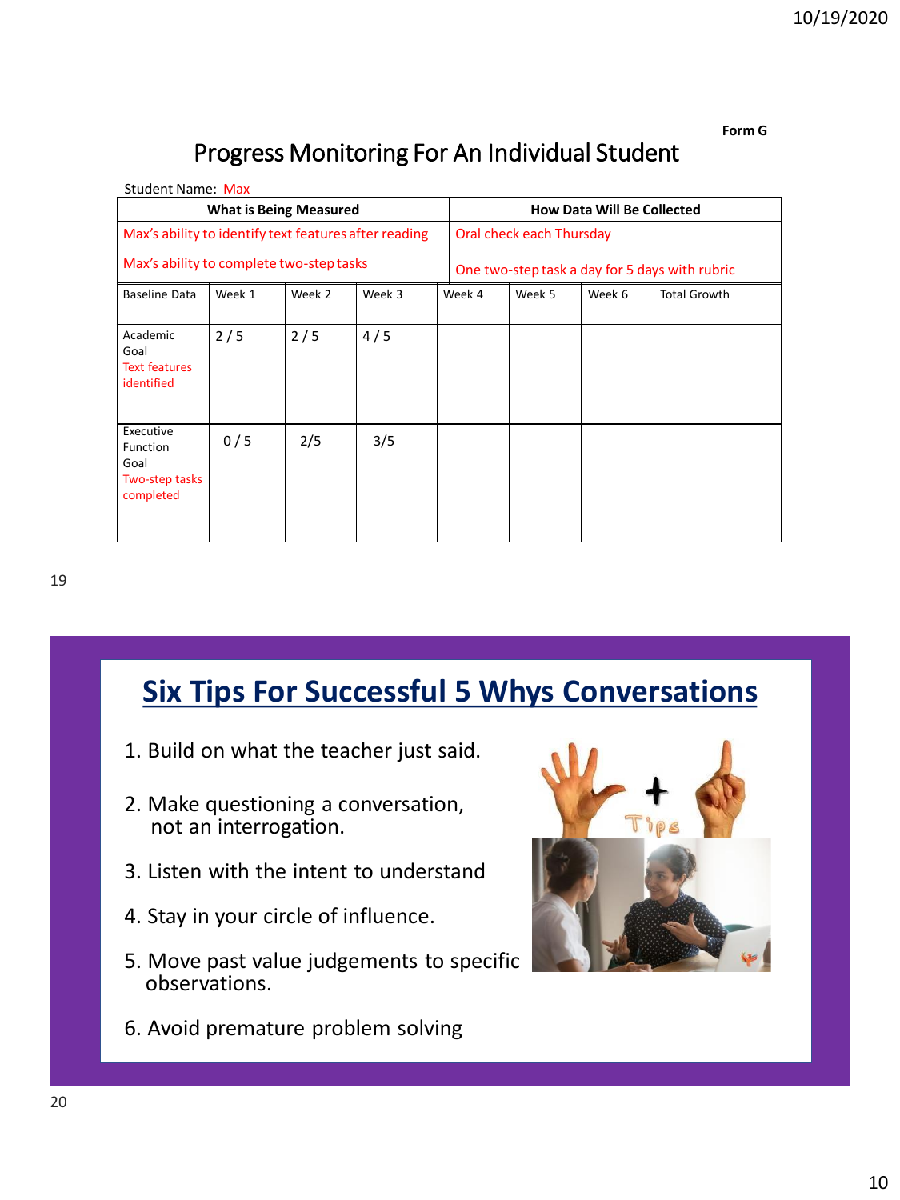Form G

# Progress Monitoring For An Individual Student

Student Name: Max

| What is Being Measured | How Data Will Be Collected |
|---|---|
| Max's ability to identify text features after reading | Oral check each Thursday |
| Max's ability to complete two-step tasks | One two-step task a day for 5 days with rubric |

| Baseline Data | Week 1 | Week 2 | Week 3 | Week 4 | Week 5 | Week 6 | Total Growth |
|---|---|---|---|---|---|---|---|
| Academic Goal Text features identified | 2 / 5 | 2 / 5 | 4 / 5 | | | | |
| Executive Function Goal Two-step tasks completed | 0 / 5 | 2/5 | 3/5 | | | | |

## Six Tips For Successful 5 Whys Conversations

1. Build on what the teacher just said.
2. Make questioning a conversation, not an interrogation.
3. Listen with the intent to understand
4. Stay in your circle of influence.
5. Move past value judgements to specific observations.
6. Avoid premature problem solving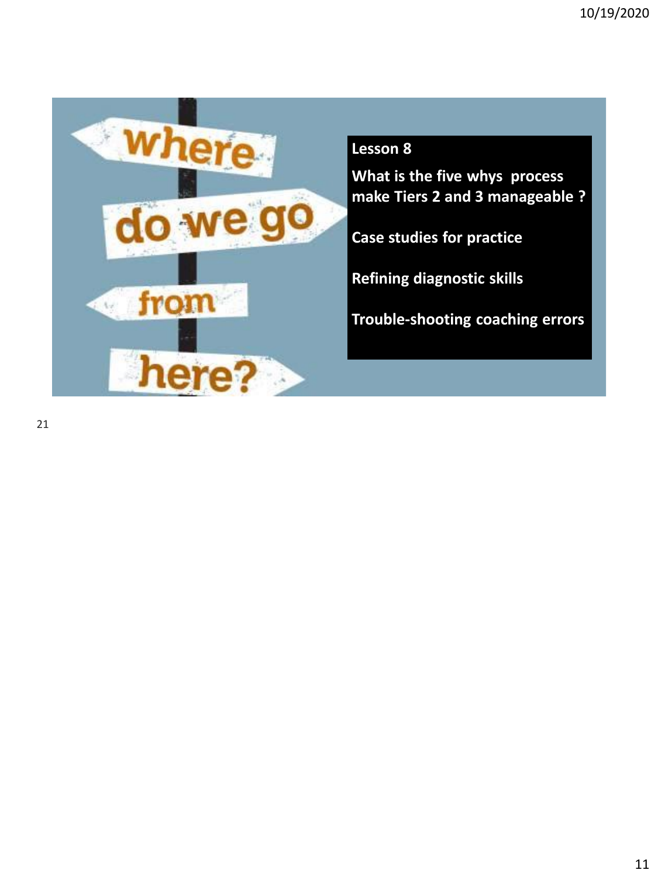where do we go from here?

**Lesson 8**

**What is the five whys process make Tiers 2 and 3 manageable ?**

**Case studies for practice**

**Refining diagnostic skills**

**Trouble-shooting coaching errors**

21